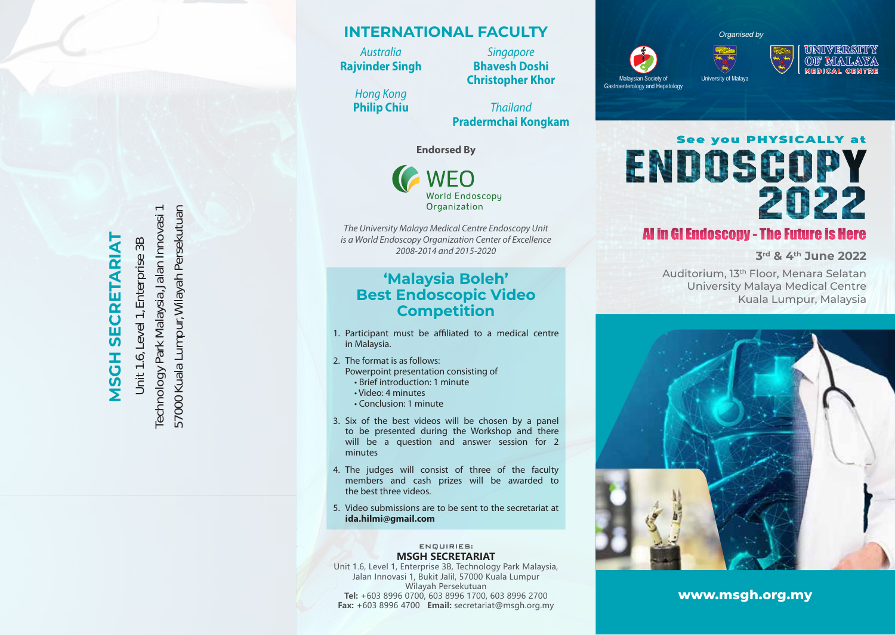**MSGH SECRETARIAT**

Unit 1.6, Level 1, Enterprise 3B
Technology Park Malaysia, Jalan Innovasi 1
57000 Kuala Lumpur, Wilayah Persekutuan

## INTERNATIONAL FACULTY

*Australia*
**Rajvinder Singh**

*Hong Kong*
**Philip Chiu**

*Singapore*
**Bhavesh Doshi**
**Christopher Khor**

*Thailand*
**Pradermchai Kongkam**

**Endorsed By**

WEO
World Endoscopy Organization

*The University Malaya Medical Centre Endoscopy Unit is a World Endoscopy Organization Center of Excellence 2008-2014 and 2015-2020*

## 'Malaysia Boleh' Best Endoscopic Video Competition

1. Participant must be affiliated to a medical centre in Malaysia.
2. The format is as follows:
   Powerpoint presentation consisting of
   - Brief introduction: 1 minute
   - Video: 4 minutes
   - Conclusion: 1 minute
3. Six of the best videos will be chosen by a panel to be presented during the Workshop and there will be a question and answer session for 2 minutes
4. The judges will consist of three of the faculty members and cash prizes will be awarded to the best three videos.
5. Video submissions are to be sent to the secretariat at **ida.hilmi@gmail.com**

ENQUIRIES:
**MSGH SECRETARIAT**
Unit 1.6, Level 1, Enterprise 3B, Technology Park Malaysia, Jalan Innovasi 1, Bukit Jalil, 57000 Kuala Lumpur Wilayah Persekutuan
**Tel:** +603 8996 0700, 603 8996 1700, 603 8996 2700
**Fax:** +603 8996 4700 **Email:** secretariat@msgh.org.my

*Organised by*

Malaysian Society of Gastroenterology and Hepatology

University of Malaya

UNIVERSITY OF MALAYA MEDICAL CENTRE

**See you PHYSICALLY at**

# ENDOSCOPY 2022

## AI in GI Endoscopy - The Future is Here

**3rd & 4th June 2022**

Auditorium, 13th Floor, Menara Selatan
University Malaya Medical Centre
Kuala Lumpur, Malaysia

**www.msgh.org.my**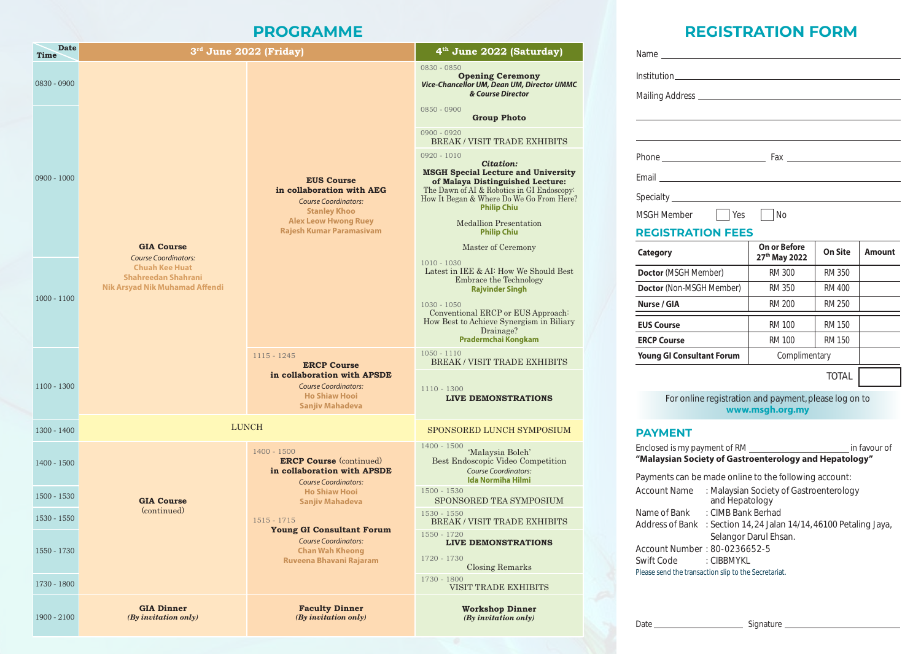# PROGRAMME

| Time | 3rd June 2022 (Friday) | | 4th June 2022 (Saturday) |
|---|---|---|---|
| 0830 - 0900 | **GIA Course** *Course Coordinators:* Chuah Kee Huat, Shahreedan Shahrani, Nik Arsyad Nik Muhamad Affendi | **EUS Course in collaboration with AEG** *Course Coordinators:* Stanley Khoo, Alex Leow Hwong Ruey, Rajesh Kumar Paramasivam | 0830 - 0850 **Opening Ceremony** *Vice-Chancellor UM, Dean UM, Director UMMC & Course Director* |
| | | | 0850 - 0900 **Group Photo** |
| 0900 - 1000 | | | 0900 - 0920 BREAK / VISIT TRADE EXHIBITS |
| | | | 0920 - 1010 *Citation:* **MSGH Special Lecture and University of Malaya Distinguished Lecture:** The Dawn of AI & Robotics in GI Endoscopy: How It Began & Where Do We Go From Here? Philip Chiu; Medallion Presentation Philip Chiu; Master of Ceremony |
| 1000 - 1100 | | | 1010 - 1030 Latest in IEE & AI: How We Should Best Embrace the Technology Rajvinder Singh |
| | | | 1030 - 1050 Conventional ERCP or EUS Approach: How Best to Achieve Synergism in Biliary Drainage? Pradermchai Kongkam |
| 1100 - 1300 | | 1115 - 1245 **ERCP Course in collaboration with APSDE** *Course Coordinators:* Ho Shiaw Hooi, Sanjiv Mahadeva | 1050 - 1110 BREAK / VISIT TRADE EXHIBITS |
| | | | 1110 - 1300 **LIVE DEMONSTRATIONS** |
| 1300 - 1400 | LUNCH | | SPONSORED LUNCH SYMPOSIUM |
| 1400 - 1500 | **GIA Course** (continued) | 1400 - 1500 **ERCP Course** (continued) **in collaboration with APSDE** *Course Coordinators:* Ho Shiaw Hooi, Sanjiv Mahadeva | 1400 - 1500 'Malaysia Boleh' Best Endoscopic Video Competition *Course Coordinators:* Ida Normiha Hilmi |
| 1500 - 1530 | | | 1500 - 1530 SPONSORED TEA SYMPOSIUM |
| 1530 - 1550 | | 1515 - 1715 **Young GI Consultant Forum** *Course Coordinators:* Chan Wah Kheong, Ruveena Bhavani Rajaram | 1530 - 1550 BREAK / VISIT TRADE EXHIBITS |
| 1550 - 1730 | | | 1550 - 1720 **LIVE DEMONSTRATIONS**; 1720 - 1730 Closing Remarks |
| 1730 - 1800 | | | 1730 - 1800 VISIT TRADE EXHIBITS |
| 1900 - 2100 | **GIA Dinner** *(By invitation only)* | **Faculty Dinner** *(By invitation only)* | **Workshop Dinner** *(By invitation only)* |

# REGISTRATION FORM

Name ____________________

Institution ____________________

Mailing Address ____________________

Phone ____________ Fax ____________

Email ____________________

Specialty ____________________

MSGH Member ☐ Yes ☐ No

## REGISTRATION FEES

| Category | On or Before 27th May 2022 | On Site | Amount |
|---|---|---|---|
| **Doctor** (MSGH Member) | RM 300 | RM 350 | |
| **Doctor** (Non-MSGH Member) | RM 350 | RM 400 | |
| **Nurse / GIA** | RM 200 | RM 250 | |
| **EUS Course** | RM 100 | RM 150 | |
| **ERCP Course** | RM 100 | RM 150 | |
| **Young GI Consultant Forum** | Complimentary | | |
| | | TOTAL | |

For online registration and payment, please log on to **www.msgh.org.my**

## PAYMENT

Enclosed is my payment of RM ____________ in favour of **"Malaysian Society of Gastroenterology and Hepatology"**

Payments can be made online to the following account:

Account Name : Malaysian Society of Gastroenterology and Hepatology
Name of Bank : CIMB Bank Berhad
Address of Bank : Section 14, 24 Jalan 14/14, 46100 Petaling Jaya, Selangor Darul Ehsan.
Account Number : 80-0236652-5
Swift Code : CIBBMYKL

Please send the transaction slip to the Secretariat.

Date ____________ Signature ____________